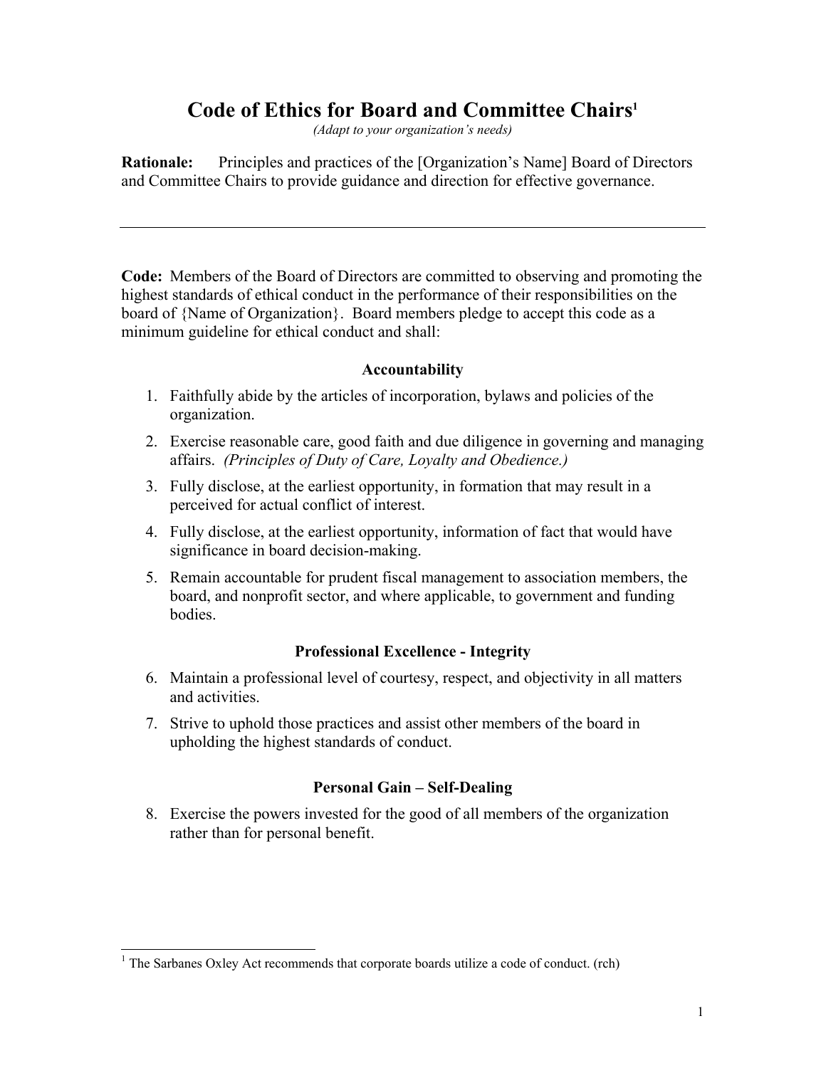# Code of Ethics for Board and Committee Chairs[1]

*(Adapt to your organization's needs)*

**Rationale:** Principles and practices of the [Organization's Name] Board of Directors and Committee Chairs to provide guidance and direction for effective governance.

---

**Code:** Members of the Board of Directors are committed to observing and promoting the highest standards of ethical conduct in the performance of their responsibilities on the board of {Name of Organization}. Board members pledge to accept this code as a minimum guideline for ethical conduct and shall:

### Accountability

1. Faithfully abide by the articles of incorporation, bylaws and policies of the organization.
2. Exercise reasonable care, good faith and due diligence in governing and managing affairs. *(Principles of Duty of Care, Loyalty and Obedience.)*
3. Fully disclose, at the earliest opportunity, in formation that may result in a perceived for actual conflict of interest.
4. Fully disclose, at the earliest opportunity, information of fact that would have significance in board decision-making.
5. Remain accountable for prudent fiscal management to association members, the board, and nonprofit sector, and where applicable, to government and funding bodies.

### Professional Excellence - Integrity

6. Maintain a professional level of courtesy, respect, and objectivity in all matters and activities.
7. Strive to uphold those practices and assist other members of the board in upholding the highest standards of conduct.

### Personal Gain – Self-Dealing

8. Exercise the powers invested for the good of all members of the organization rather than for personal benefit.

---

[1] The Sarbanes Oxley Act recommends that corporate boards utilize a code of conduct. (rch)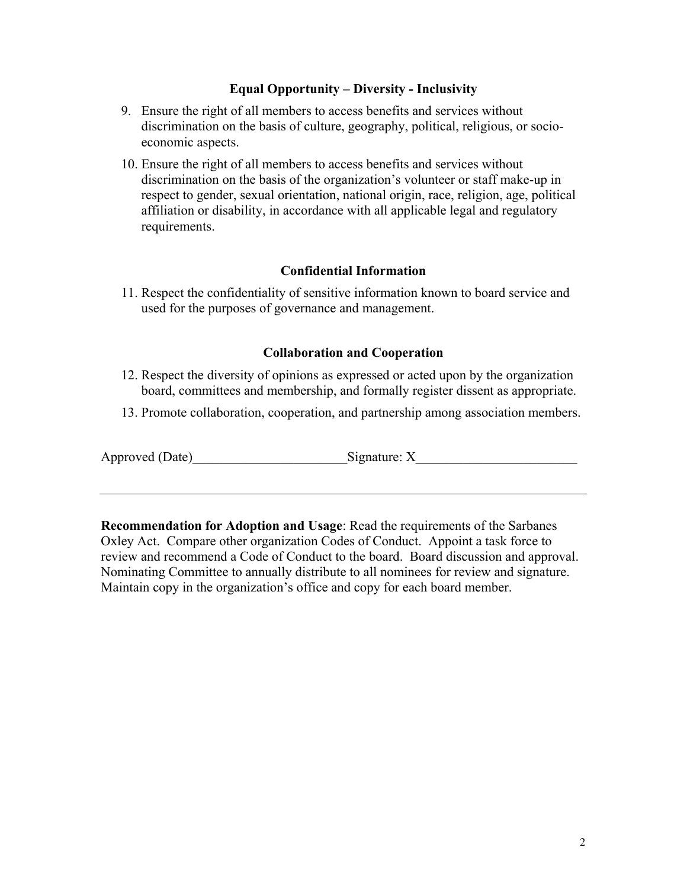### Equal Opportunity – Diversity - Inclusivity

9. Ensure the right of all members to access benefits and services without discrimination on the basis of culture, geography, political, religious, or socio-economic aspects.
10. Ensure the right of all members to access benefits and services without discrimination on the basis of the organization's volunteer or staff make-up in respect to gender, sexual orientation, national origin, race, religion, age, political affiliation or disability, in accordance with all applicable legal and regulatory requirements.

### Confidential Information

11. Respect the confidentiality of sensitive information known to board service and used for the purposes of governance and management.

### Collaboration and Cooperation

12. Respect the diversity of opinions as expressed or acted upon by the organization board, committees and membership, and formally register dissent as appropriate.
13. Promote collaboration, cooperation, and partnership among association members.

Approved (Date)_______________________Signature: X________________________

---

**Recommendation for Adoption and Usage**: Read the requirements of the Sarbanes Oxley Act. Compare other organization Codes of Conduct. Appoint a task force to review and recommend a Code of Conduct to the board. Board discussion and approval. Nominating Committee to annually distribute to all nominees for review and signature. Maintain copy in the organization's office and copy for each board member.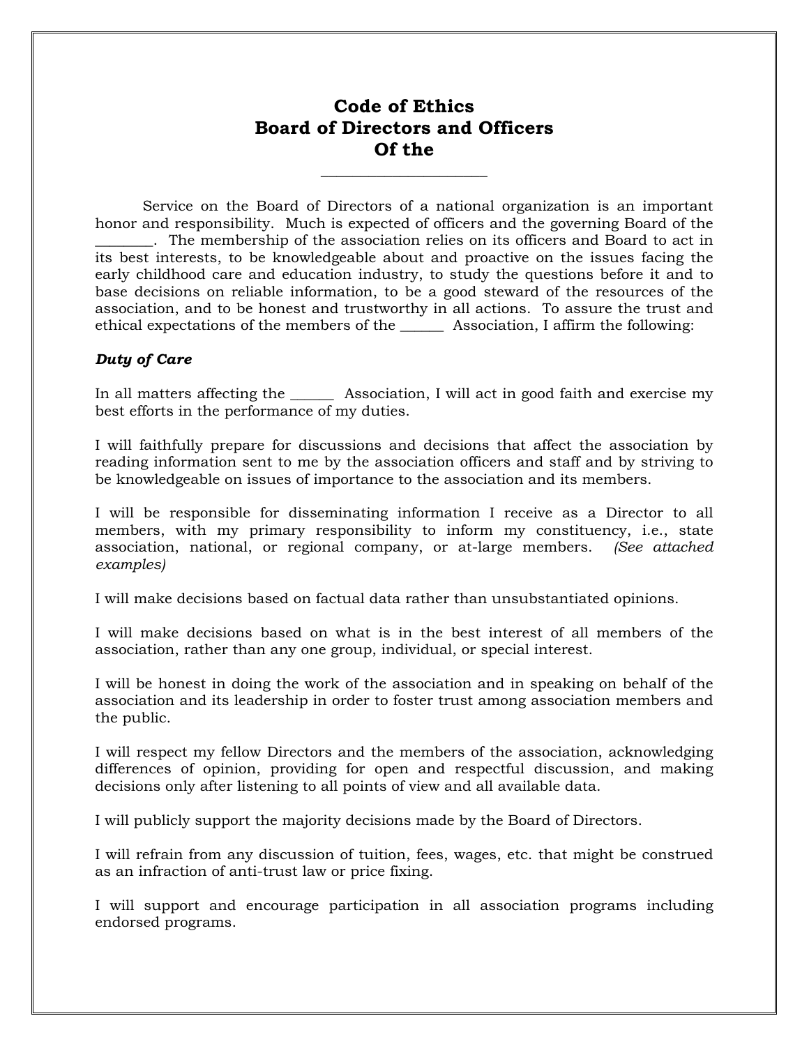# Code of Ethics
# Board of Directors and Officers
# Of the

____________________

Service on the Board of Directors of a national organization is an important honor and responsibility. Much is expected of officers and the governing Board of the _______. The membership of the association relies on its officers and Board to act in its best interests, to be knowledgeable about and proactive on the issues facing the early childhood care and education industry, to study the questions before it and to base decisions on reliable information, to be a good steward of the resources of the association, and to be honest and trustworthy in all actions. To assure the trust and ethical expectations of the members of the ______ Association, I affirm the following:

***Duty of Care***

In all matters affecting the ______ Association, I will act in good faith and exercise my best efforts in the performance of my duties.

I will faithfully prepare for discussions and decisions that affect the association by reading information sent to me by the association officers and staff and by striving to be knowledgeable on issues of importance to the association and its members.

I will be responsible for disseminating information I receive as a Director to all members, with my primary responsibility to inform my constituency, i.e., state association, national, or regional company, or at-large members. *(See attached examples)*

I will make decisions based on factual data rather than unsubstantiated opinions.

I will make decisions based on what is in the best interest of all members of the association, rather than any one group, individual, or special interest.

I will be honest in doing the work of the association and in speaking on behalf of the association and its leadership in order to foster trust among association members and the public.

I will respect my fellow Directors and the members of the association, acknowledging differences of opinion, providing for open and respectful discussion, and making decisions only after listening to all points of view and all available data.

I will publicly support the majority decisions made by the Board of Directors.

I will refrain from any discussion of tuition, fees, wages, etc. that might be construed as an infraction of anti-trust law or price fixing.

I will support and encourage participation in all association programs including endorsed programs.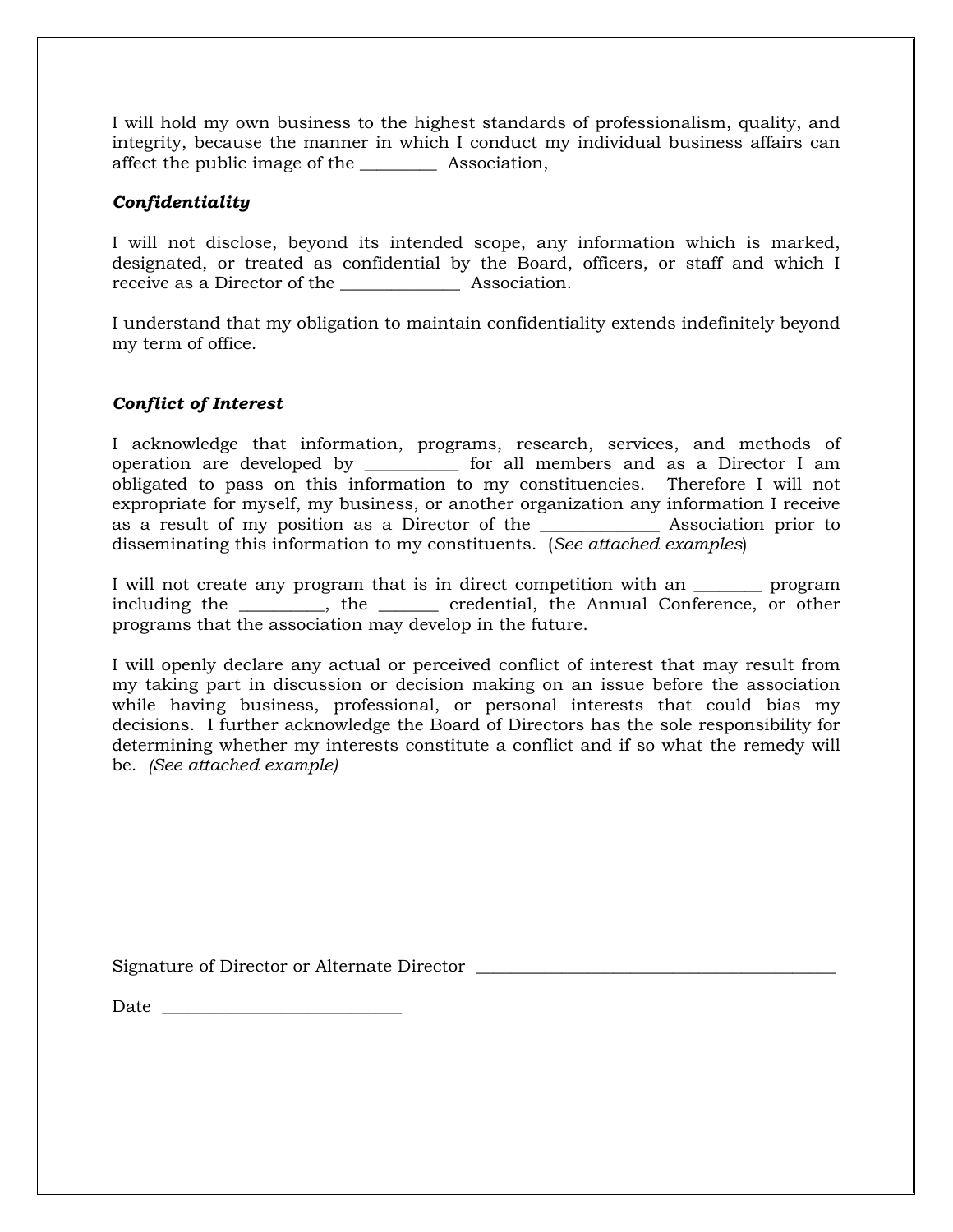I will hold my own business to the highest standards of professionalism, quality, and integrity, because the manner in which I conduct my individual business affairs can affect the public image of the _________ Association,

***Confidentiality***

I will not disclose, beyond its intended scope, any information which is marked, designated, or treated as confidential by the Board, officers, or staff and which I receive as a Director of the ______________ Association.

I understand that my obligation to maintain confidentiality extends indefinitely beyond my term of office.

***Conflict of Interest***

I acknowledge that information, programs, research, services, and methods of operation are developed by ___________ for all members and as a Director I am obligated to pass on this information to my constituencies. Therefore I will not expropriate for myself, my business, or another organization any information I receive as a result of my position as a Director of the ______________ Association prior to disseminating this information to my constituents. (*See attached examples*)

I will not create any program that is in direct competition with an ________ program including the __________, the _______ credential, the Annual Conference, or other programs that the association may develop in the future.

I will openly declare any actual or perceived conflict of interest that may result from my taking part in discussion or decision making on an issue before the association while having business, professional, or personal interests that could bias my decisions. I further acknowledge the Board of Directors has the sole responsibility for determining whether my interests constitute a conflict and if so what the remedy will be. *(See attached example)*

Signature of Director or Alternate Director ___________________________________________

Date ____________________________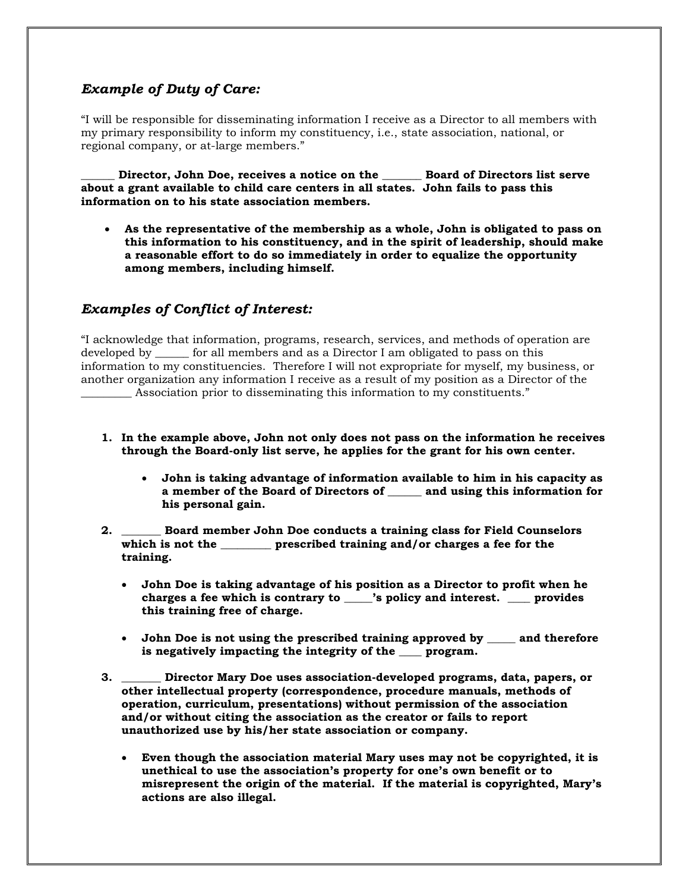### *Example of Duty of Care:*

"I will be responsible for disseminating information I receive as a Director to all members with my primary responsibility to inform my constituency, i.e., state association, national, or regional company, or at-large members."

**______ Director, John Doe, receives a notice on the _______ Board of Directors list serve about a grant available to child care centers in all states. John fails to pass this information on to his state association members.**

- **As the representative of the membership as a whole, John is obligated to pass on this information to his constituency, and in the spirit of leadership, should make a reasonable effort to do so immediately in order to equalize the opportunity among members, including himself.**

### *Examples of Conflict of Interest:*

"I acknowledge that information, programs, research, services, and methods of operation are developed by ______ for all members and as a Director I am obligated to pass on this information to my constituencies. Therefore I will not expropriate for myself, my business, or another organization any information I receive as a result of my position as a Director of the _________ Association prior to disseminating this information to my constituents."

1. **In the example above, John not only does not pass on the information he receives through the Board-only list serve, he applies for the grant for his own center.**
   - **John is taking advantage of information available to him in his capacity as a member of the Board of Directors of ______ and using this information for his personal gain.**
2. **_______ Board member John Doe conducts a training class for Field Counselors which is not the _________ prescribed training and/or charges a fee for the training.**
   - **John Doe is taking advantage of his position as a Director to profit when he charges a fee which is contrary to _____'s policy and interest. ____ provides this training free of charge.**
   - **John Doe is not using the prescribed training approved by _____ and therefore is negatively impacting the integrity of the ____ program.**
3. **_______ Director Mary Doe uses association-developed programs, data, papers, or other intellectual property (correspondence, procedure manuals, methods of operation, curriculum, presentations) without permission of the association and/or without citing the association as the creator or fails to report unauthorized use by his/her state association or company.**
   - **Even though the association material Mary uses may not be copyrighted, it is unethical to use the association's property for one's own benefit or to misrepresent the origin of the material. If the material is copyrighted, Mary's actions are also illegal.**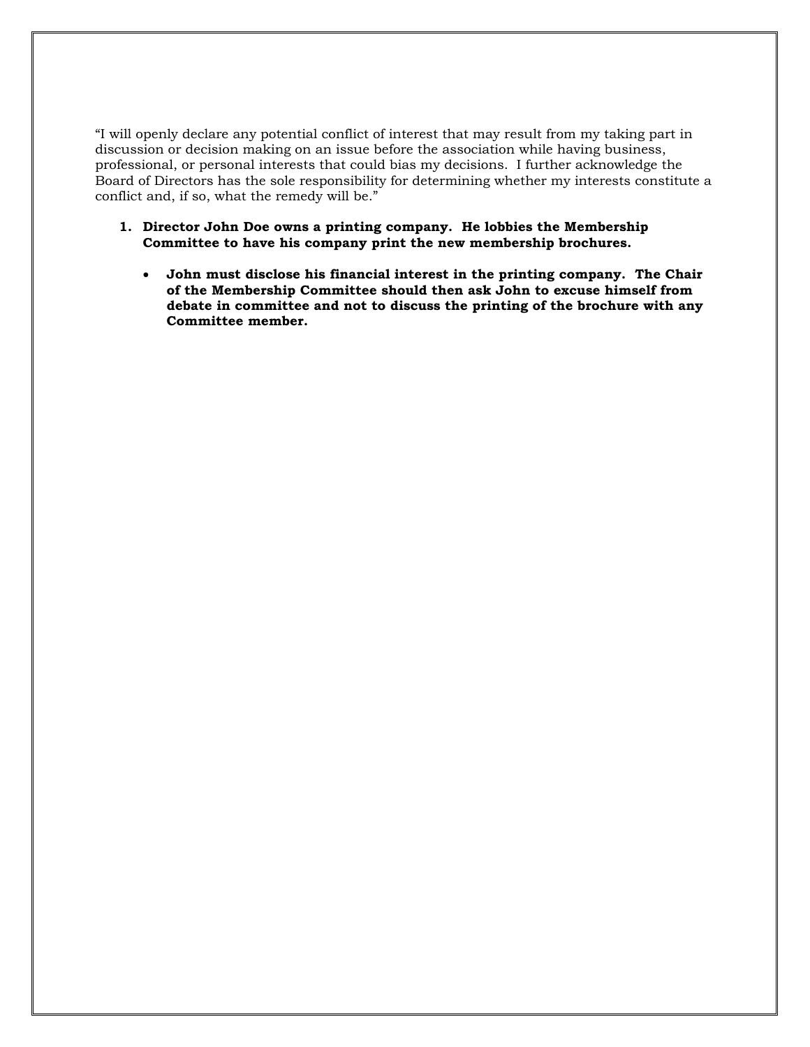"I will openly declare any potential conflict of interest that may result from my taking part in discussion or decision making on an issue before the association while having business, professional, or personal interests that could bias my decisions. I further acknowledge the Board of Directors has the sole responsibility for determining whether my interests constitute a conflict and, if so, what the remedy will be."

1. **Director John Doe owns a printing company. He lobbies the Membership Committee to have his company print the new membership brochures.**

   - **John must disclose his financial interest in the printing company. The Chair of the Membership Committee should then ask John to excuse himself from debate in committee and not to discuss the printing of the brochure with any Committee member.**